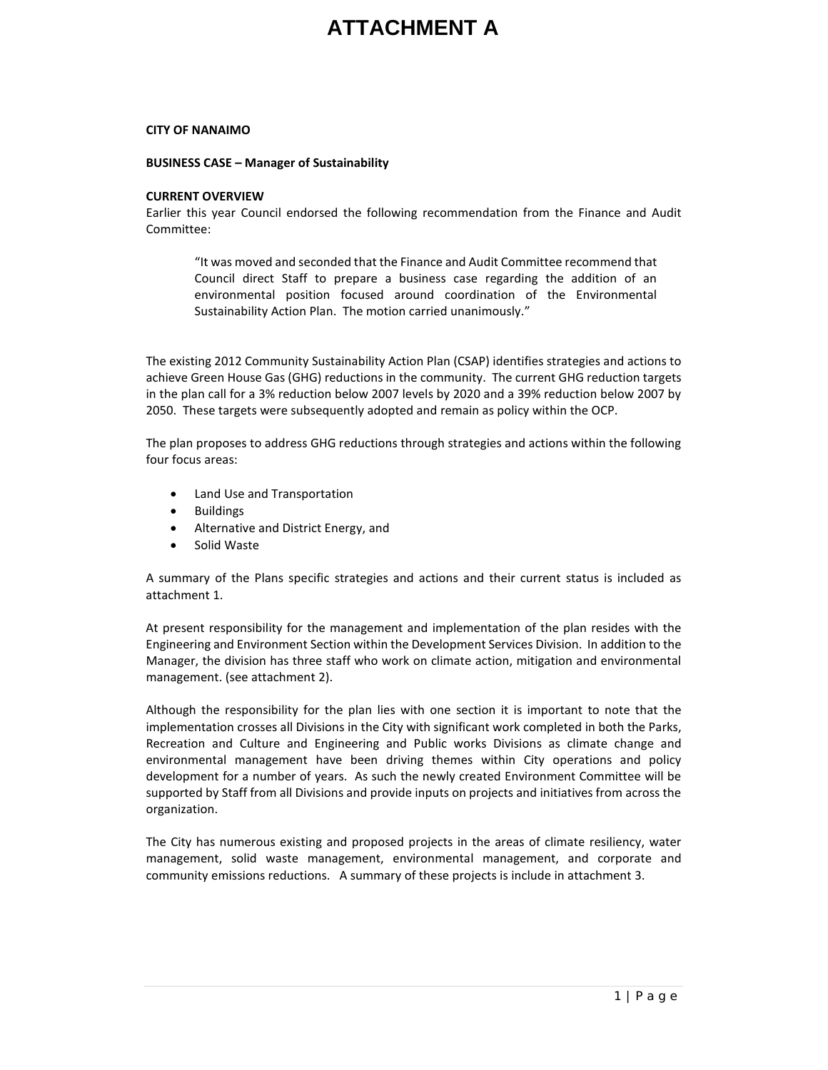# ATTACHMENT A

**CITY OF NANAIMO**

**BUSINESS CASE – Manager of Sustainability**

**CURRENT OVERVIEW**

Earlier this year Council endorsed the following recommendation from the Finance and Audit Committee:

> "It was moved and seconded that the Finance and Audit Committee recommend that Council direct Staff to prepare a business case regarding the addition of an environmental position focused around coordination of the Environmental Sustainability Action Plan. The motion carried unanimously."

The existing 2012 Community Sustainability Action Plan (CSAP) identifies strategies and actions to achieve Green House Gas (GHG) reductions in the community. The current GHG reduction targets in the plan call for a 3% reduction below 2007 levels by 2020 and a 39% reduction below 2007 by 2050. These targets were subsequently adopted and remain as policy within the OCP.

The plan proposes to address GHG reductions through strategies and actions within the following four focus areas:

- Land Use and Transportation
- Buildings
- Alternative and District Energy, and
- Solid Waste

A summary of the Plans specific strategies and actions and their current status is included as attachment 1.

At present responsibility for the management and implementation of the plan resides with the Engineering and Environment Section within the Development Services Division. In addition to the Manager, the division has three staff who work on climate action, mitigation and environmental management. (see attachment 2).

Although the responsibility for the plan lies with one section it is important to note that the implementation crosses all Divisions in the City with significant work completed in both the Parks, Recreation and Culture and Engineering and Public works Divisions as climate change and environmental management have been driving themes within City operations and policy development for a number of years. As such the newly created Environment Committee will be supported by Staff from all Divisions and provide inputs on projects and initiatives from across the organization.

The City has numerous existing and proposed projects in the areas of climate resiliency, water management, solid waste management, environmental management, and corporate and community emissions reductions. A summary of these projects is include in attachment 3.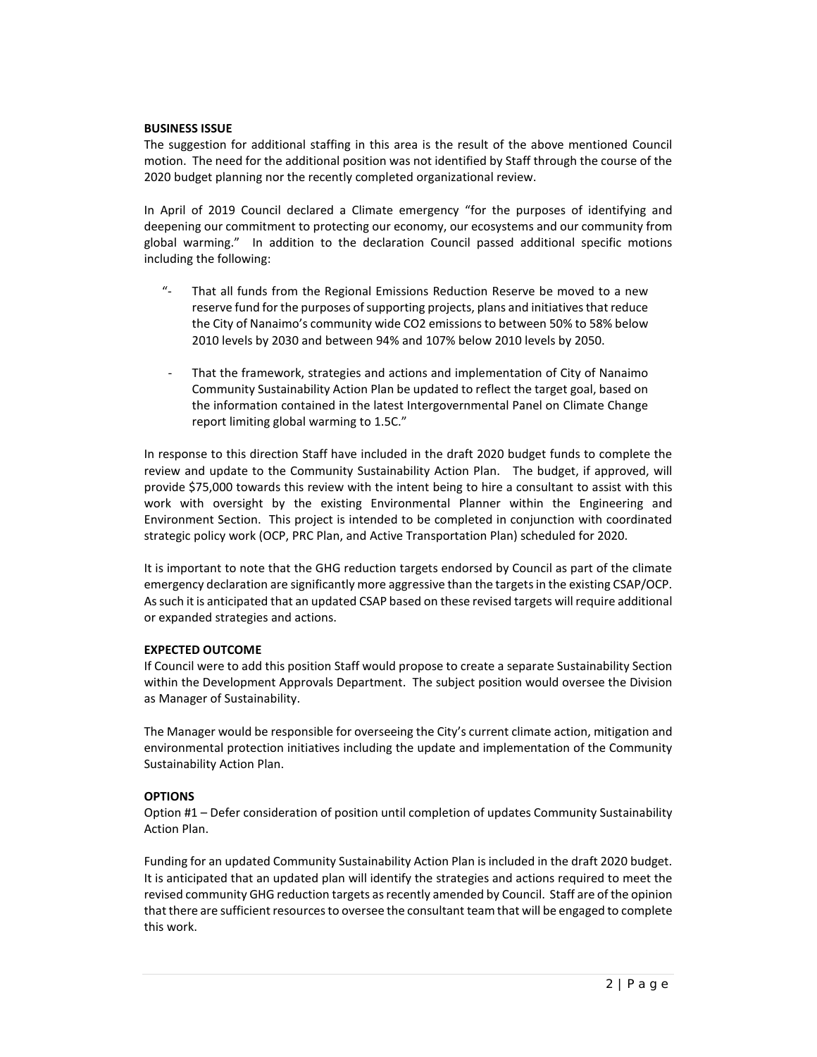**BUSINESS ISSUE**

The suggestion for additional staffing in this area is the result of the above mentioned Council motion. The need for the additional position was not identified by Staff through the course of the 2020 budget planning nor the recently completed organizational review.

In April of 2019 Council declared a Climate emergency "for the purposes of identifying and deepening our commitment to protecting our economy, our ecosystems and our community from global warming." In addition to the declaration Council passed additional specific motions including the following:

"- That all funds from the Regional Emissions Reduction Reserve be moved to a new reserve fund for the purposes of supporting projects, plans and initiatives that reduce the City of Nanaimo's community wide $CO_2$ emissions to between 50% to 58% below 2010 levels by 2030 and between 94% and 107% below 2010 levels by 2050.

- That the framework, strategies and actions and implementation of City of Nanaimo Community Sustainability Action Plan be updated to reflect the target goal, based on the information contained in the latest Intergovernmental Panel on Climate Change report limiting global warming to 1.5C."

In response to this direction Staff have included in the draft 2020 budget funds to complete the review and update to the Community Sustainability Action Plan. The budget, if approved, will provide $75,000 towards this review with the intent being to hire a consultant to assist with this work with oversight by the existing Environmental Planner within the Engineering and Environment Section. This project is intended to be completed in conjunction with coordinated strategic policy work (OCP, PRC Plan, and Active Transportation Plan) scheduled for 2020.

It is important to note that the GHG reduction targets endorsed by Council as part of the climate emergency declaration are significantly more aggressive than the targets in the existing CSAP/OCP. As such it is anticipated that an updated CSAP based on these revised targets will require additional or expanded strategies and actions.

**EXPECTED OUTCOME**

If Council were to add this position Staff would propose to create a separate Sustainability Section within the Development Approvals Department. The subject position would oversee the Division as Manager of Sustainability.

The Manager would be responsible for overseeing the City's current climate action, mitigation and environmental protection initiatives including the update and implementation of the Community Sustainability Action Plan.

**OPTIONS**

Option #1 – Defer consideration of position until completion of updates Community Sustainability Action Plan.

Funding for an updated Community Sustainability Action Plan is included in the draft 2020 budget. It is anticipated that an updated plan will identify the strategies and actions required to meet the revised community GHG reduction targets as recently amended by Council. Staff are of the opinion that there are sufficient resources to oversee the consultant team that will be engaged to complete this work.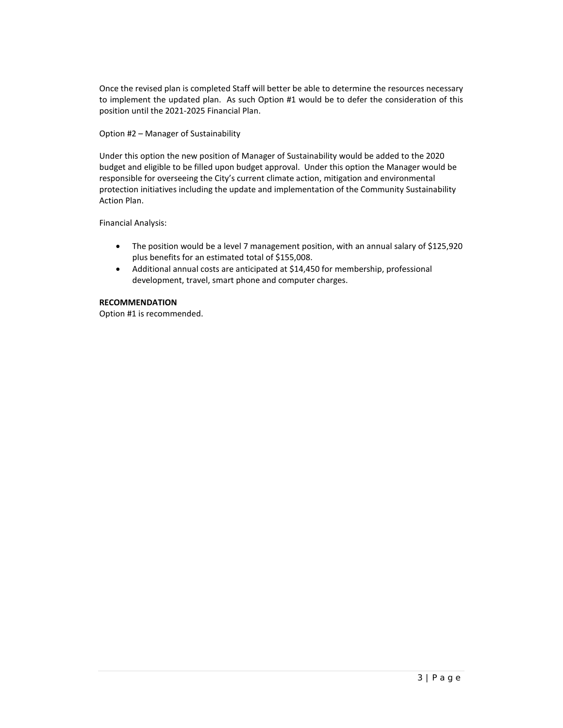Once the revised plan is completed Staff will better be able to determine the resources necessary to implement the updated plan. As such Option #1 would be to defer the consideration of this position until the 2021-2025 Financial Plan.

Option #2 – Manager of Sustainability

Under this option the new position of Manager of Sustainability would be added to the 2020 budget and eligible to be filled upon budget approval. Under this option the Manager would be responsible for overseeing the City's current climate action, mitigation and environmental protection initiatives including the update and implementation of the Community Sustainability Action Plan.

Financial Analysis:

- The position would be a level 7 management position, with an annual salary of $125,920 plus benefits for an estimated total of $155,008.
- Additional annual costs are anticipated at $14,450 for membership, professional development, travel, smart phone and computer charges.

**RECOMMENDATION**

Option #1 is recommended.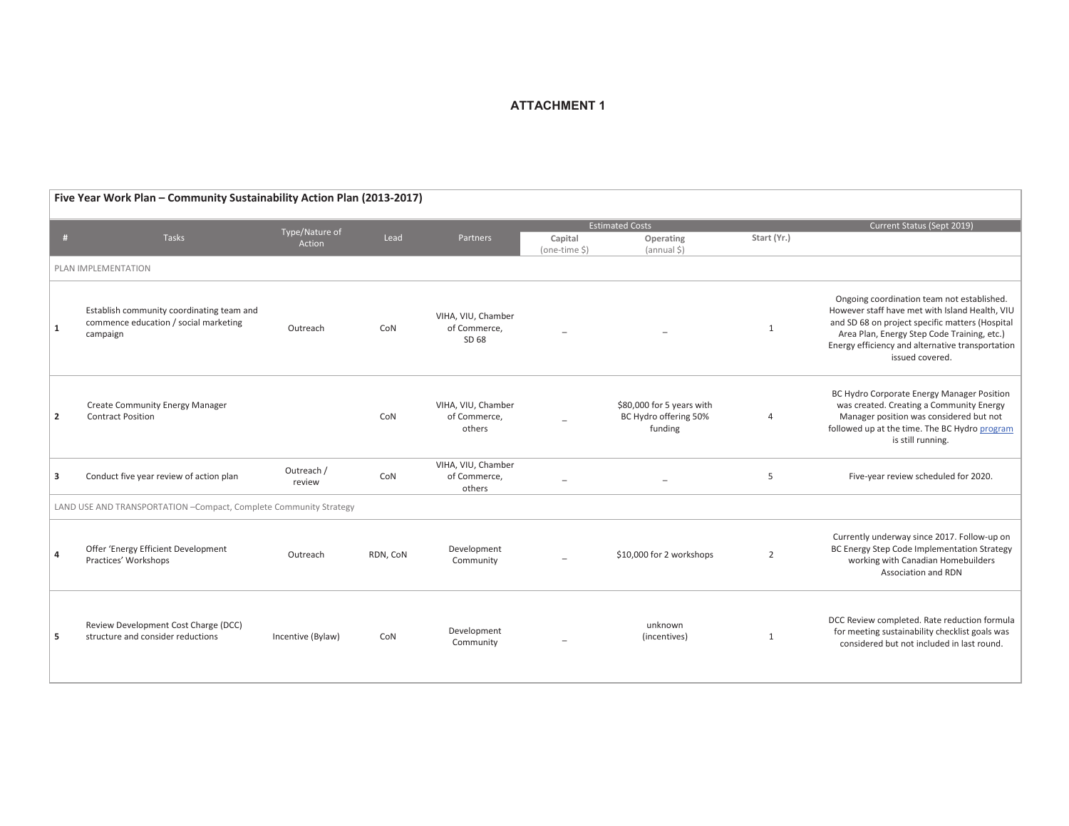**ATTACHMENT 1**

| Five Year Work Plan – Community Sustainability Action Plan (2013-2017) | | | | | | | | |
|---|---|---|---|---|---|---|---|---|
| | | | | | Estimated Costs | | | Current Status (Sept 2019) |
| # | Tasks | Type/Nature of Action | Lead | Partners | Capital (one-time $) | Operating (annual $) | Start (Yr.) | |
| PLAN IMPLEMENTATION | | | | | | | | |
| 1 | Establish community coordinating team and commence education / social marketing campaign | Outreach | CoN | VIHA, VIU, Chamber of Commerce, SD 68 | – | – | 1 | Ongoing coordination team not established. However staff have met with Island Health, VIU and SD 68 on project specific matters (Hospital Area Plan, Energy Step Code Training, etc.) Energy efficiency and alternative transportation issued covered. |
| 2 | Create Community Energy Manager Contract Position | | CoN | VIHA, VIU, Chamber of Commerce, others | – | $80,000 for 5 years with BC Hydro offering 50% funding | 4 | BC Hydro Corporate Energy Manager Position was created. Creating a Community Energy Manager position was considered but not followed up at the time. The BC Hydro program is still running. |
| 3 | Conduct five year review of action plan | Outreach / review | CoN | VIHA, VIU, Chamber of Commerce, others | – | – | 5 | Five-year review scheduled for 2020. |
| LAND USE AND TRANSPORTATION –Compact, Complete Community Strategy | | | | | | | | |
| 4 | Offer 'Energy Efficient Development Practices' Workshops | Outreach | RDN, CoN | Development Community | – | $10,000 for 2 workshops | 2 | Currently underway since 2017. Follow-up on BC Energy Step Code Implementation Strategy working with Canadian Homebuilders Association and RDN |
| 5 | Review Development Cost Charge (DCC) structure and consider reductions | Incentive (Bylaw) | CoN | Development Community | – | unknown (incentives) | 1 | DCC Review completed. Rate reduction formula for meeting sustainability checklist goals was considered but not included in last round. |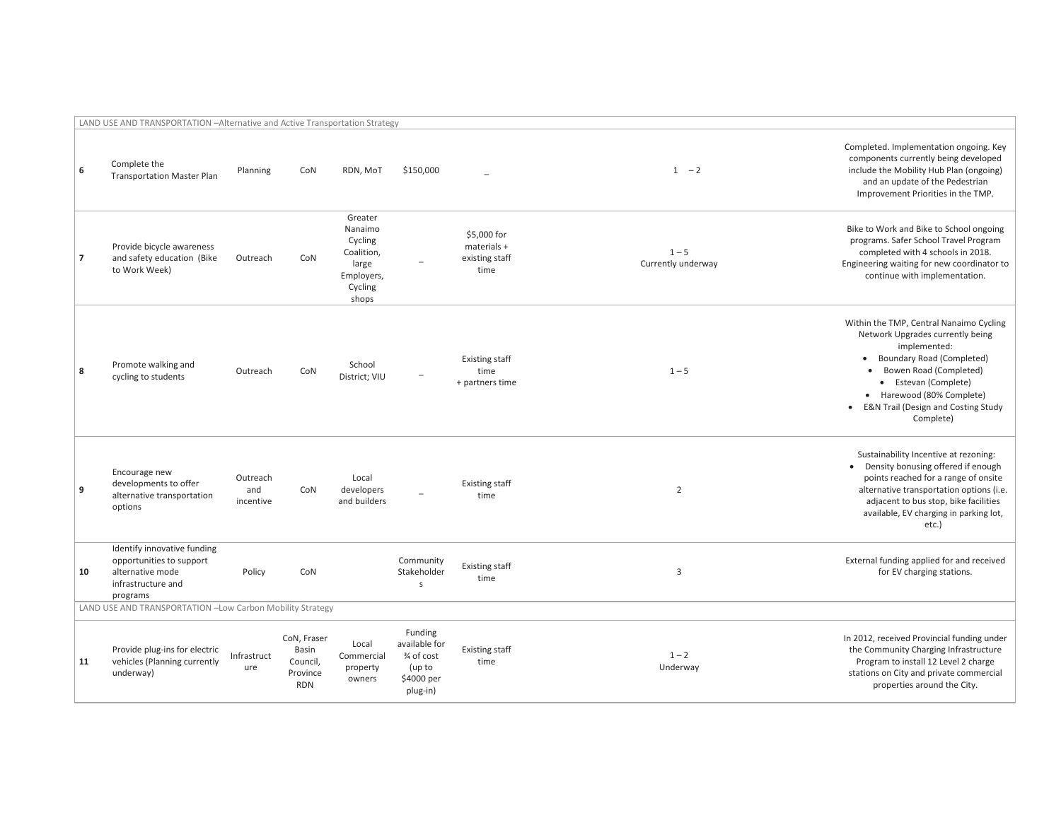| | | | | | | | | |
|---|---|---|---|---|---|---|---|---|
| LAND USE AND TRANSPORTATION –Alternative and Active Transportation Strategy | | | | | | | | |
| 6 | Complete the Transportation Master Plan | Planning | CoN | RDN, MoT | $150,000 | – | 1 – 2 | Completed. Implementation ongoing. Key components currently being developed include the Mobility Hub Plan (ongoing) and an update of the Pedestrian Improvement Priorities in the TMP. |
| 7 | Provide bicycle awareness and safety education (Bike to Work Week) | Outreach | CoN | Greater Nanaimo Cycling Coalition, large Employers, Cycling shops | – | $5,000 for materials + existing staff time | 1 – 5<br>Currently underway | Bike to Work and Bike to School ongoing programs. Safer School Travel Program completed with 4 schools in 2018. Engineering waiting for new coordinator to continue with implementation. |
| 8 | Promote walking and cycling to students | Outreach | CoN | School District; VIU | – | Existing staff time + partners time | 1 – 5 | Within the TMP, Central Nanaimo Cycling Network Upgrades currently being implemented:<br>• Boundary Road (Completed)<br>• Bowen Road (Completed)<br>• Estevan (Complete)<br>• Harewood (80% Complete)<br>• E&N Trail (Design and Costing Study Complete) |
| 9 | Encourage new developments to offer alternative transportation options | Outreach and incentive | CoN | Local developers and builders | – | Existing staff time | 2 | Sustainability Incentive at rezoning:<br>• Density bonusing offered if enough points reached for a range of onsite alternative transportation options (i.e. adjacent to bus stop, bike facilities available, EV charging in parking lot, etc.) |
| 10 | Identify innovative funding opportunities to support alternative mode infrastructure and programs | Policy | CoN | | Community Stakeholders | Existing staff time | 3 | External funding applied for and received for EV charging stations. |
| LAND USE AND TRANSPORTATION –Low Carbon Mobility Strategy | | | | | | | | |
| 11 | Provide plug-ins for electric vehicles (Planning currently underway) | Infrastructure | CoN, Fraser Basin Council, Province RDN | Local Commercial property owners | Funding available for ¾ of cost (up to $4000 per plug-in) | Existing staff time | 1 – 2<br>Underway | In 2012, received Provincial funding under the Community Charging Infrastructure Program to install 12 Level 2 charge stations on City and private commercial properties around the City. |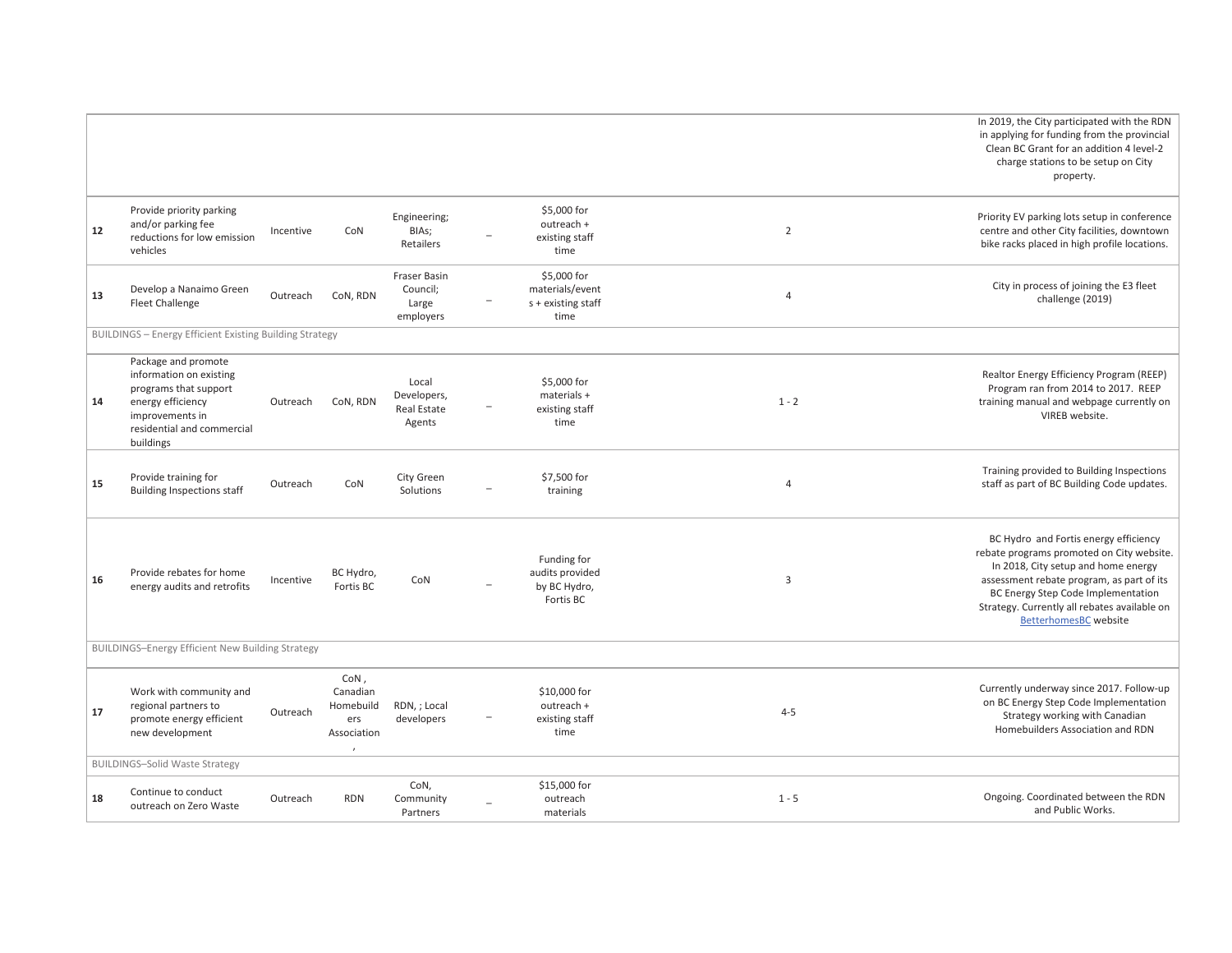| | | | | | | | | |
|---|---|---|---|---|---|---|---|---|
| | | | | | | | | In 2019, the City participated with the RDN in applying for funding from the provincial Clean BC Grant for an addition 4 level-2 charge stations to be setup on City property. |
| 12 | Provide priority parking and/or parking fee reductions for low emission vehicles | Incentive | CoN | Engineering; BIAs; Retailers | – | $5,000 for outreach + existing staff time | 2 | Priority EV parking lots setup in conference centre and other City facilities, downtown bike racks placed in high profile locations. |
| 13 | Develop a Nanaimo Green Fleet Challenge | Outreach | CoN, RDN | Fraser Basin Council; Large employers | – | $5,000 for materials/events + existing staff time | 4 | City in process of joining the E3 fleet challenge (2019) |
| BUILDINGS – Energy Efficient Existing Building Strategy | | | | | | | | |
| 14 | Package and promote information on existing programs that support energy efficiency improvements in residential and commercial buildings | Outreach | CoN, RDN | Local Developers, Real Estate Agents | – | $5,000 for materials + existing staff time | 1 - 2 | Realtor Energy Efficiency Program (REEP) Program ran from 2014 to 2017. REEP training manual and webpage currently on VIREB website. |
| 15 | Provide training for Building Inspections staff | Outreach | CoN | City Green Solutions | – | $7,500 for training | 4 | Training provided to Building Inspections staff as part of BC Building Code updates. |
| 16 | Provide rebates for home energy audits and retrofits | Incentive | BC Hydro, Fortis BC | CoN | – | Funding for audits provided by BC Hydro, Fortis BC | 3 | BC Hydro and Fortis energy efficiency rebate programs promoted on City website. In 2018, City setup and home energy assessment rebate program, as part of its BC Energy Step Code Implementation Strategy. Currently all rebates available on BetterhomesBC website |
| BUILDINGS–Energy Efficient New Building Strategy | | | | | | | | |
| 17 | Work with community and regional partners to promote energy efficient new development | Outreach | CoN , Canadian Homebuilders Association , | RDN, ; Local developers | – | $10,000 for outreach + existing staff time | 4-5 | Currently underway since 2017. Follow-up on BC Energy Step Code Implementation Strategy working with Canadian Homebuilders Association and RDN |
| BUILDINGS–Solid Waste Strategy | | | | | | | | |
| 18 | Continue to conduct outreach on Zero Waste | Outreach | RDN | CoN, Community Partners | – | $15,000 for outreach materials | 1 - 5 | Ongoing. Coordinated between the RDN and Public Works. |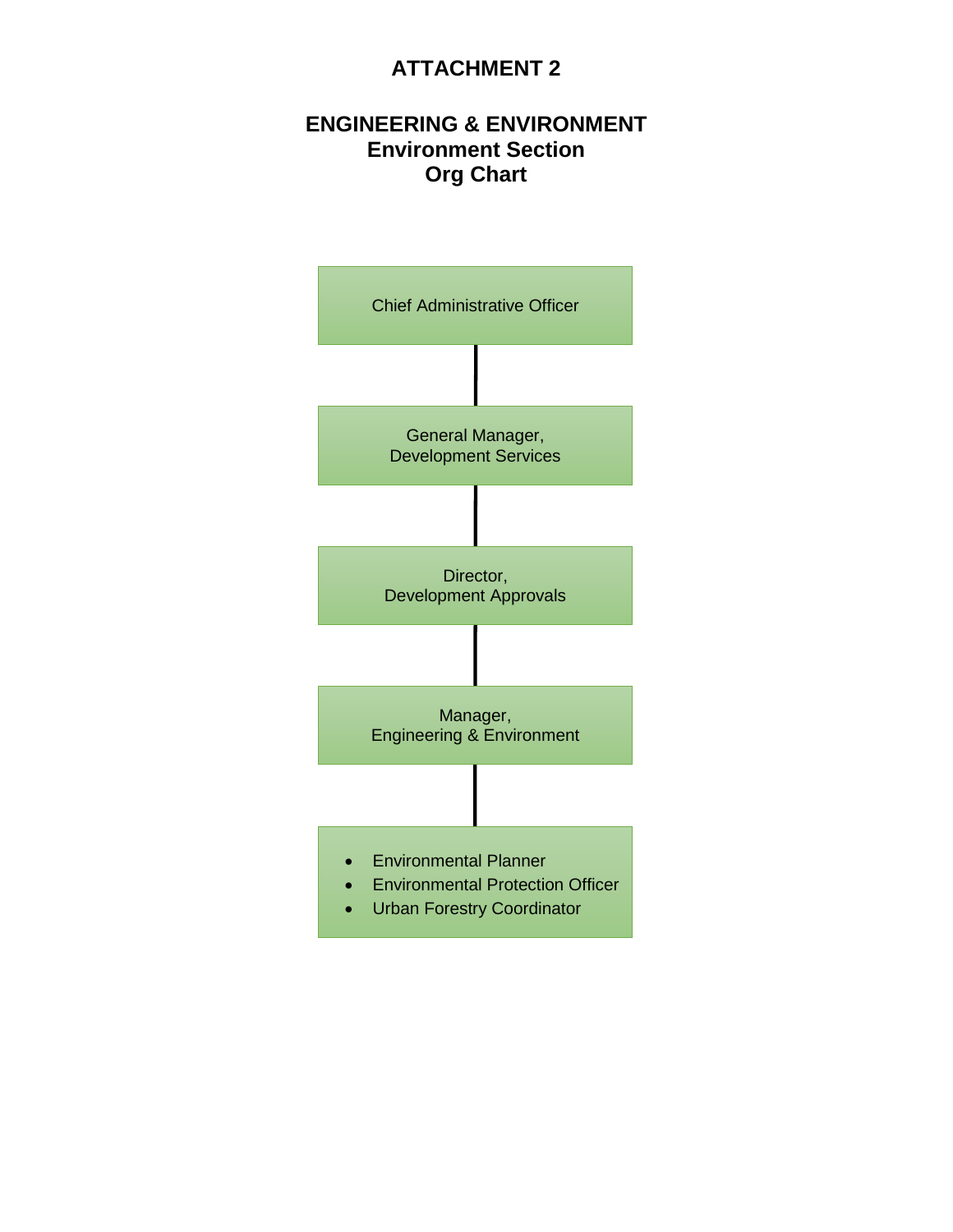# ATTACHMENT 2

## ENGINEERING & ENVIRONMENT
## Environment Section
## Org Chart

Chief Administrative Officer

General Manager,
Development Services

Director,
Development Approvals

Manager,
Engineering & Environment

- Environmental Planner
- Environmental Protection Officer
- Urban Forestry Coordinator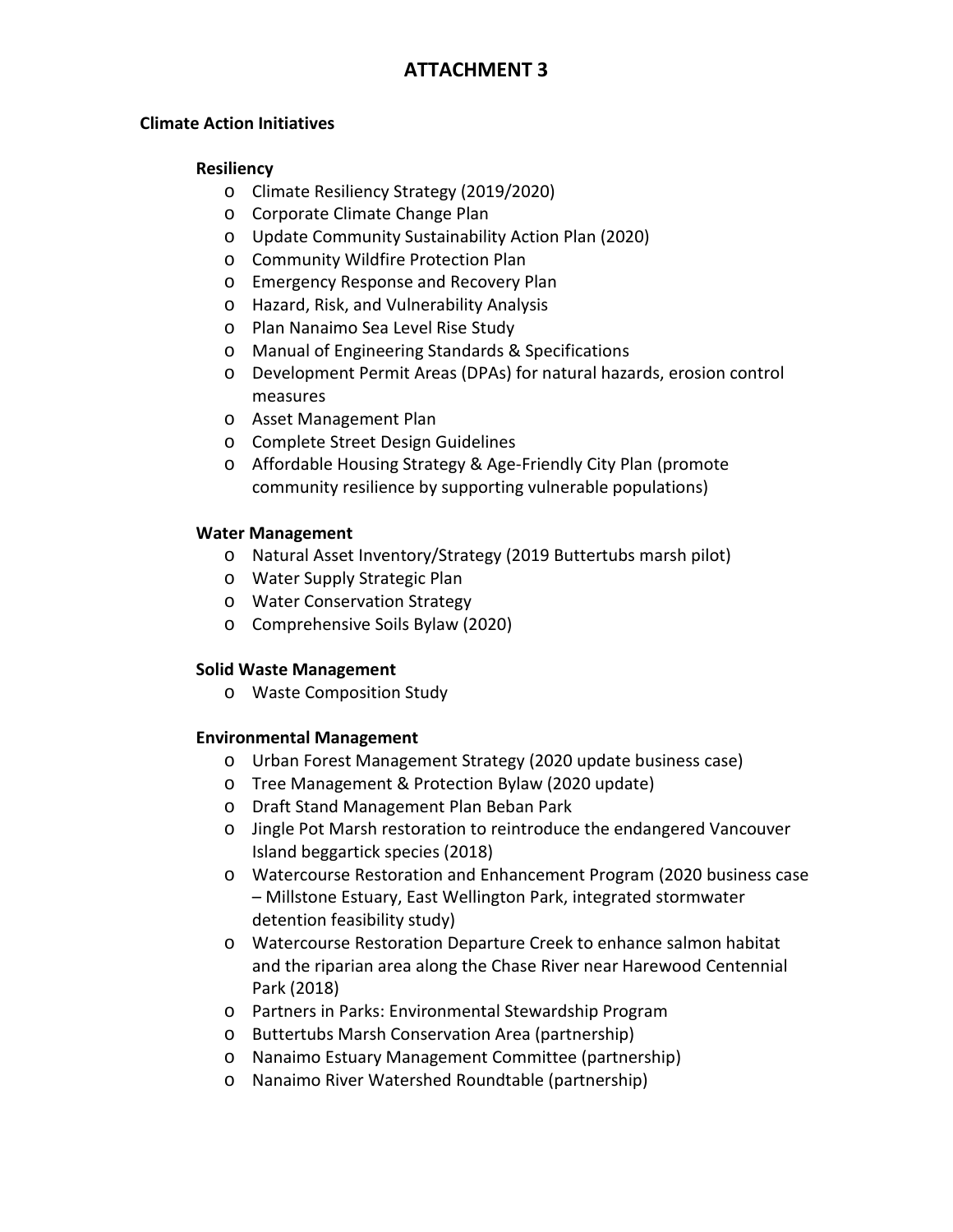# ATTACHMENT 3

**Climate Action Initiatives**

**Resiliency**

- Climate Resiliency Strategy (2019/2020)
- Corporate Climate Change Plan
- Update Community Sustainability Action Plan (2020)
- Community Wildfire Protection Plan
- Emergency Response and Recovery Plan
- Hazard, Risk, and Vulnerability Analysis
- Plan Nanaimo Sea Level Rise Study
- Manual of Engineering Standards & Specifications
- Development Permit Areas (DPAs) for natural hazards, erosion control measures
- Asset Management Plan
- Complete Street Design Guidelines
- Affordable Housing Strategy & Age-Friendly City Plan (promote community resilience by supporting vulnerable populations)

**Water Management**

- Natural Asset Inventory/Strategy (2019 Buttertubs marsh pilot)
- Water Supply Strategic Plan
- Water Conservation Strategy
- Comprehensive Soils Bylaw (2020)

**Solid Waste Management**

- Waste Composition Study

**Environmental Management**

- Urban Forest Management Strategy (2020 update business case)
- Tree Management & Protection Bylaw (2020 update)
- Draft Stand Management Plan Beban Park
- Jingle Pot Marsh restoration to reintroduce the endangered Vancouver Island beggartick species (2018)
- Watercourse Restoration and Enhancement Program (2020 business case – Millstone Estuary, East Wellington Park, integrated stormwater detention feasibility study)
- Watercourse Restoration Departure Creek to enhance salmon habitat and the riparian area along the Chase River near Harewood Centennial Park (2018)
- Partners in Parks: Environmental Stewardship Program
- Buttertubs Marsh Conservation Area (partnership)
- Nanaimo Estuary Management Committee (partnership)
- Nanaimo River Watershed Roundtable (partnership)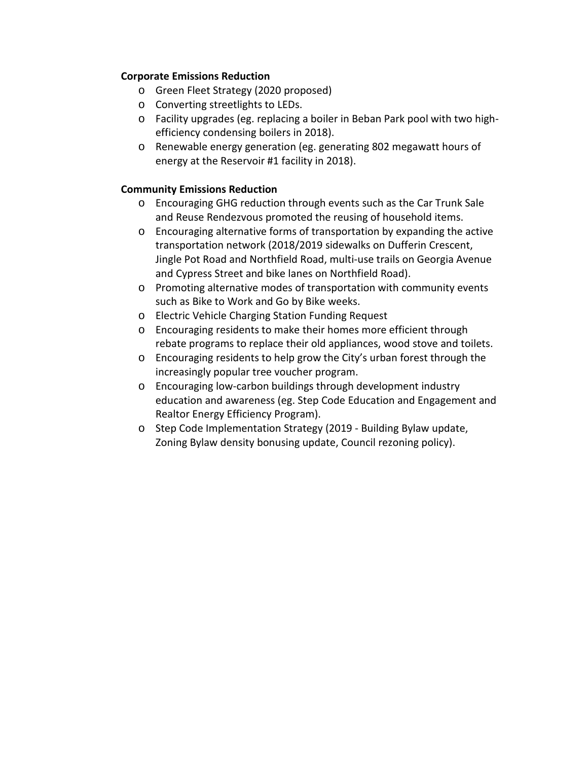**Corporate Emissions Reduction**

- Green Fleet Strategy (2020 proposed)
- Converting streetlights to LEDs.
- Facility upgrades (eg. replacing a boiler in Beban Park pool with two high-efficiency condensing boilers in 2018).
- Renewable energy generation (eg. generating 802 megawatt hours of energy at the Reservoir #1 facility in 2018).

**Community Emissions Reduction**

- Encouraging GHG reduction through events such as the Car Trunk Sale and Reuse Rendezvous promoted the reusing of household items.
- Encouraging alternative forms of transportation by expanding the active transportation network (2018/2019 sidewalks on Dufferin Crescent, Jingle Pot Road and Northfield Road, multi-use trails on Georgia Avenue and Cypress Street and bike lanes on Northfield Road).
- Promoting alternative modes of transportation with community events such as Bike to Work and Go by Bike weeks.
- Electric Vehicle Charging Station Funding Request
- Encouraging residents to make their homes more efficient through rebate programs to replace their old appliances, wood stove and toilets.
- Encouraging residents to help grow the City's urban forest through the increasingly popular tree voucher program.
- Encouraging low-carbon buildings through development industry education and awareness (eg. Step Code Education and Engagement and Realtor Energy Efficiency Program).
- Step Code Implementation Strategy (2019 - Building Bylaw update, Zoning Bylaw density bonusing update, Council rezoning policy).